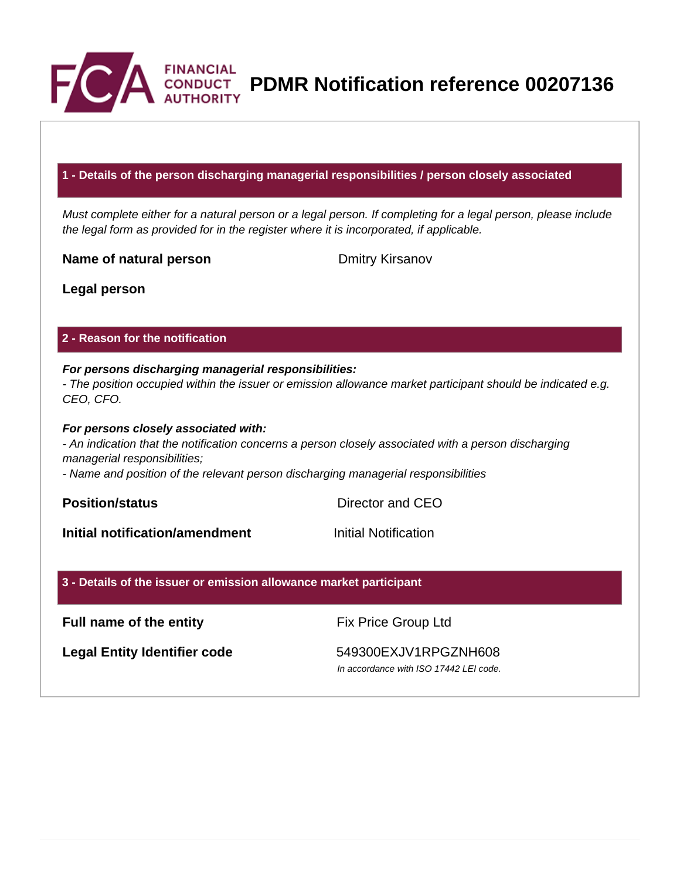# PDMR Notification reference 00207136

## 1 - Details of the person discharging managerial responsibilities / person closely associated

*Must complete either for a natural person or a legal person. If completing for a legal person, please include the legal form as provided for in the register where it is incorporated, if applicable.*

| | |
|---|---|
| **Name of natural person** | Dmitry Kirsanov |
| **Legal person** | |

## 2 - Reason for the notification

***For persons discharging managerial responsibilities:***
*- The position occupied within the issuer or emission allowance market participant should be indicated e.g. CEO, CFO.*

***For persons closely associated with:***
*- An indication that the notification concerns a person closely associated with a person discharging managerial responsibilities;*
*- Name and position of the relevant person discharging managerial responsibilities*

| | |
|---|---|
| **Position/status** | Director and CEO |
| **Initial notification/amendment** | Initial Notification |

## 3 - Details of the issuer or emission allowance market participant

| | |
|---|---|
| **Full name of the entity** | Fix Price Group Ltd |
| **Legal Entity Identifier code** | 549300EXJV1RPGZNH608 *In accordance with ISO 17442 LEI code.* |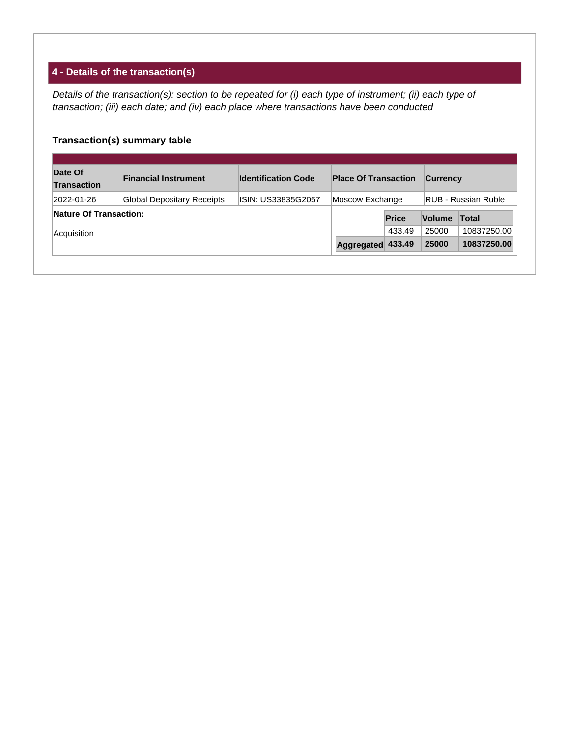## 4 - Details of the transaction(s)

*Details of the transaction(s): section to be repeated for (i) each type of instrument; (ii) each type of transaction; (iii) each date; and (iv) each place where transactions have been conducted*

### Transaction(s) summary table

| Date Of Transaction | Financial Instrument | Identification Code | Place Of Transaction | Currency |
|---|---|---|---|---|
| 2022-01-26 | Global Depositary Receipts | ISIN: US33835G2057 | Moscow Exchange | RUB - Russian Ruble |

**Nature Of Transaction:**

Acquisition

| | Price | Volume | Total |
|---|---|---|---|
| | 433.49 | 25000 | 10837250.00 |
| **Aggregated** | **433.49** | **25000** | **10837250.00** |